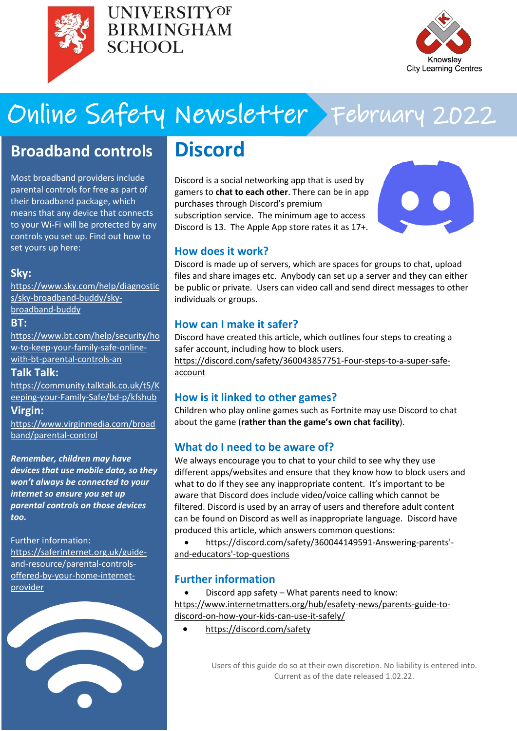UNIVERSITY OF BIRMINGHAM SCHOOL

Knowsley City Learning Centres

# Online Safety Newsletter February 2022

## Broadband controls

Most broadband providers include parental controls for free as part of their broadband package, which means that any device that connects to your Wi-Fi will be protected by any controls you set up. Find out how to set yours up here:

**Sky:**
https://www.sky.com/help/diagnostics/sky-broadband-buddy/sky-broadband-buddy

**BT:**
https://www.bt.com/help/security/how-to-keep-your-family-safe-online-with-bt-parental-controls-an

**Talk Talk:**
https://community.talktalk.co.uk/t5/Keeping-your-Family-Safe/bd-p/kfshub

**Virgin:**
https://www.virginmedia.com/broadband/parental-control

***Remember, children may have devices that use mobile data, so they won't always be connected to your internet so ensure you set up parental controls on those devices too.***

Further information:
https://saferinternet.org.uk/guide-and-resource/parental-controls-offered-by-your-home-internet-provider

## Discord

Discord is a social networking app that is used by gamers to **chat to each other**. There can be in app purchases through Discord's premium subscription service. The minimum age to access Discord is 13. The Apple App store rates it as 17+.

### How does it work?

Discord is made up of servers, which are spaces for groups to chat, upload files and share images etc. Anybody can set up a server and they can either be public or private. Users can video call and send direct messages to other individuals or groups.

### How can I make it safer?

Discord have created this article, which outlines four steps to creating a safer account, including how to block users.
https://discord.com/safety/360043857751-Four-steps-to-a-super-safe-account

### How is it linked to other games?

Children who play online games such as Fortnite may use Discord to chat about the game (**rather than the game's own chat facility**).

### What do I need to be aware of?

We always encourage you to chat to your child to see why they use different apps/websites and ensure that they know how to block users and what to do if they see any inappropriate content. It's important to be aware that Discord does include video/voice calling which cannot be filtered. Discord is used by an array of users and therefore adult content can be found on Discord as well as inappropriate language. Discord have produced this article, which answers common questions:

- https://discord.com/safety/360044149591-Answering-parents'-and-educators'-top-questions

### Further information

- Discord app safety – What parents need to know:
https://www.internetmatters.org/hub/esafety-news/parents-guide-to-discord-on-how-your-kids-can-use-it-safely/
- https://discord.com/safety

Users of this guide do so at their own discretion. No liability is entered into. Current as of the date released 1.02.22.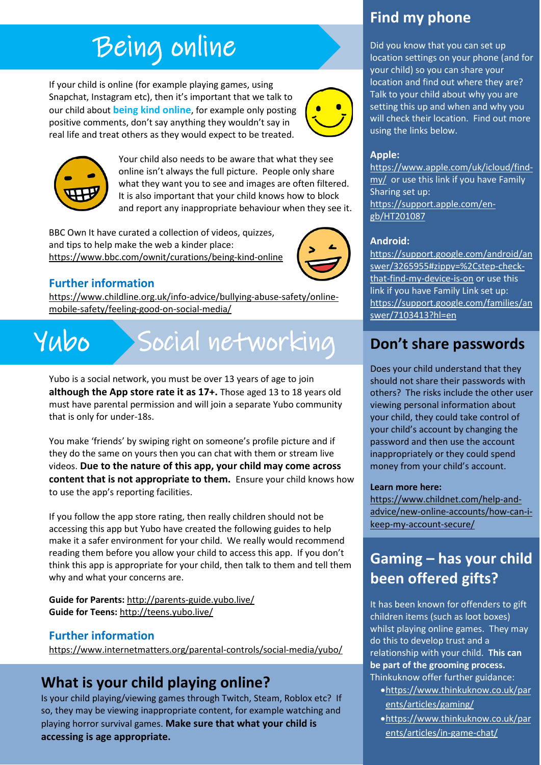# Being online

If your child is online (for example playing games, using Snapchat, Instagram etc), then it's important that we talk to our child about **being kind online**, for example only posting positive comments, don't say anything they wouldn't say in real life and treat others as they would expect to be treated.

Your child also needs to be aware that what they see online isn't always the full picture. People only share what they want you to see and images are often filtered. It is also important that your child knows how to block and report any inappropriate behaviour when they see it.

BBC Own It have curated a collection of videos, quizzes, and tips to help make the web a kinder place: https://www.bbc.com/ownit/curations/being-kind-online

### Further information

https://www.childline.org.uk/info-advice/bullying-abuse-safety/online-mobile-safety/feeling-good-on-social-media/

# Yubo — Social networking

Yubo is a social network, you must be over 13 years of age to join **although the App store rate it as 17+.** Those aged 13 to 18 years old must have parental permission and will join a separate Yubo community that is only for under-18s.

You make 'friends' by swiping right on someone's profile picture and if they do the same on yours then you can chat with them or stream live videos. **Due to the nature of this app, your child may come across content that is not appropriate to them.** Ensure your child knows how to use the app's reporting facilities.

If you follow the app store rating, then really children should not be accessing this app but Yubo have created the following guides to help make it a safer environment for your child. We really would recommend reading them before you allow your child to access this app. If you don't think this app is appropriate for your child, then talk to them and tell them why and what your concerns are.

**Guide for Parents:** http://parents-guide.yubo.live/
**Guide for Teens:** http://teens.yubo.live/

### Further information

https://www.internetmatters.org/parental-controls/social-media/yubo/

## What is your child playing online?

Is your child playing/viewing games through Twitch, Steam, Roblox etc? If so, they may be viewing inappropriate content, for example watching and playing horror survival games. **Make sure that what your child is accessing is age appropriate.**

## Find my phone

Did you know that you can set up location settings on your phone (and for your child) so you can share your location and find out where they are? Talk to your child about why you are setting this up and when and why you will check their location. Find out more using the links below.

**Apple:**
https://www.apple.com/uk/icloud/find-my/ or use this link if you have Family Sharing set up: https://support.apple.com/en-gb/HT201087

**Android:**
https://support.google.com/android/answer/3265955#zippy=%2Cstep-check-that-find-my-device-is-on or use this link if you have Family Link set up: https://support.google.com/families/answer/7103413?hl=en

## Don't share passwords

Does your child understand that they should not share their passwords with others? The risks include the other user viewing personal information about your child, they could take control of your child's account by changing the password and then use the account inappropriately or they could spend money from your child's account.

**Learn more here:**
https://www.childnet.com/help-and-advice/new-online-accounts/how-can-i-keep-my-account-secure/

## Gaming – has your child been offered gifts?

It has been known for offenders to gift children items (such as loot boxes) whilst playing online games. They may do this to develop trust and a relationship with your child. **This can be part of the grooming process.** Thinkuknow offer further guidance:

- https://www.thinkuknow.co.uk/parents/articles/gaming/
- https://www.thinkuknow.co.uk/parents/articles/in-game-chat/